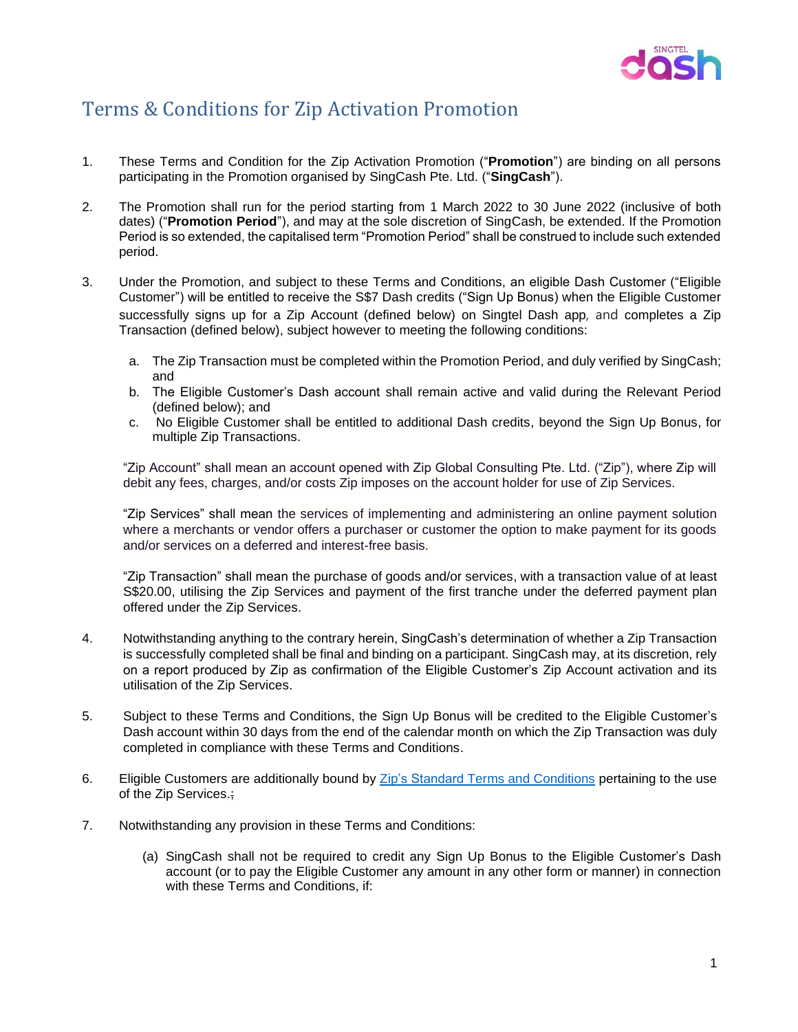# Terms & Conditions for Zip Activation Promotion

1. These Terms and Condition for the Zip Activation Promotion ("**Promotion**") are binding on all persons participating in the Promotion organised by SingCash Pte. Ltd. ("**SingCash**").

2. The Promotion shall run for the period starting from 1 March 2022 to 30 June 2022 (inclusive of both dates) ("**Promotion Period**"), and may at the sole discretion of SingCash, be extended. If the Promotion Period is so extended, the capitalised term "Promotion Period" shall be construed to include such extended period.

3. Under the Promotion, and subject to these Terms and Conditions, an eligible Dash Customer ("Eligible Customer") will be entitled to receive the S$7 Dash credits ("Sign Up Bonus) when the Eligible Customer successfully signs up for a Zip Account (defined below) on Singtel Dash app, and completes a Zip Transaction (defined below), subject however to meeting the following conditions:

   a. The Zip Transaction must be completed within the Promotion Period, and duly verified by SingCash; and
   b. The Eligible Customer's Dash account shall remain active and valid during the Relevant Period (defined below); and
   c. No Eligible Customer shall be entitled to additional Dash credits, beyond the Sign Up Bonus, for multiple Zip Transactions.

   "Zip Account" shall mean an account opened with Zip Global Consulting Pte. Ltd. ("Zip"), where Zip will debit any fees, charges, and/or costs Zip imposes on the account holder for use of Zip Services.

   "Zip Services" shall mean the services of implementing and administering an online payment solution where a merchants or vendor offers a purchaser or customer the option to make payment for its goods and/or services on a deferred and interest-free basis.

   "Zip Transaction" shall mean the purchase of goods and/or services, with a transaction value of at least S$20.00, utilising the Zip Services and payment of the first tranche under the deferred payment plan offered under the Zip Services.

4. Notwithstanding anything to the contrary herein, SingCash's determination of whether a Zip Transaction is successfully completed shall be final and binding on a participant. SingCash may, at its discretion, rely on a report produced by Zip as confirmation of the Eligible Customer's Zip Account activation and its utilisation of the Zip Services.

5. Subject to these Terms and Conditions, the Sign Up Bonus will be credited to the Eligible Customer's Dash account within 30 days from the end of the calendar month on which the Zip Transaction was duly completed in compliance with these Terms and Conditions.

6. Eligible Customers are additionally bound by Zip's Standard Terms and Conditions pertaining to the use of the Zip Services.;

7. Notwithstanding any provision in these Terms and Conditions:

   (a) SingCash shall not be required to credit any Sign Up Bonus to the Eligible Customer's Dash account (or to pay the Eligible Customer any amount in any other form or manner) in connection with these Terms and Conditions, if: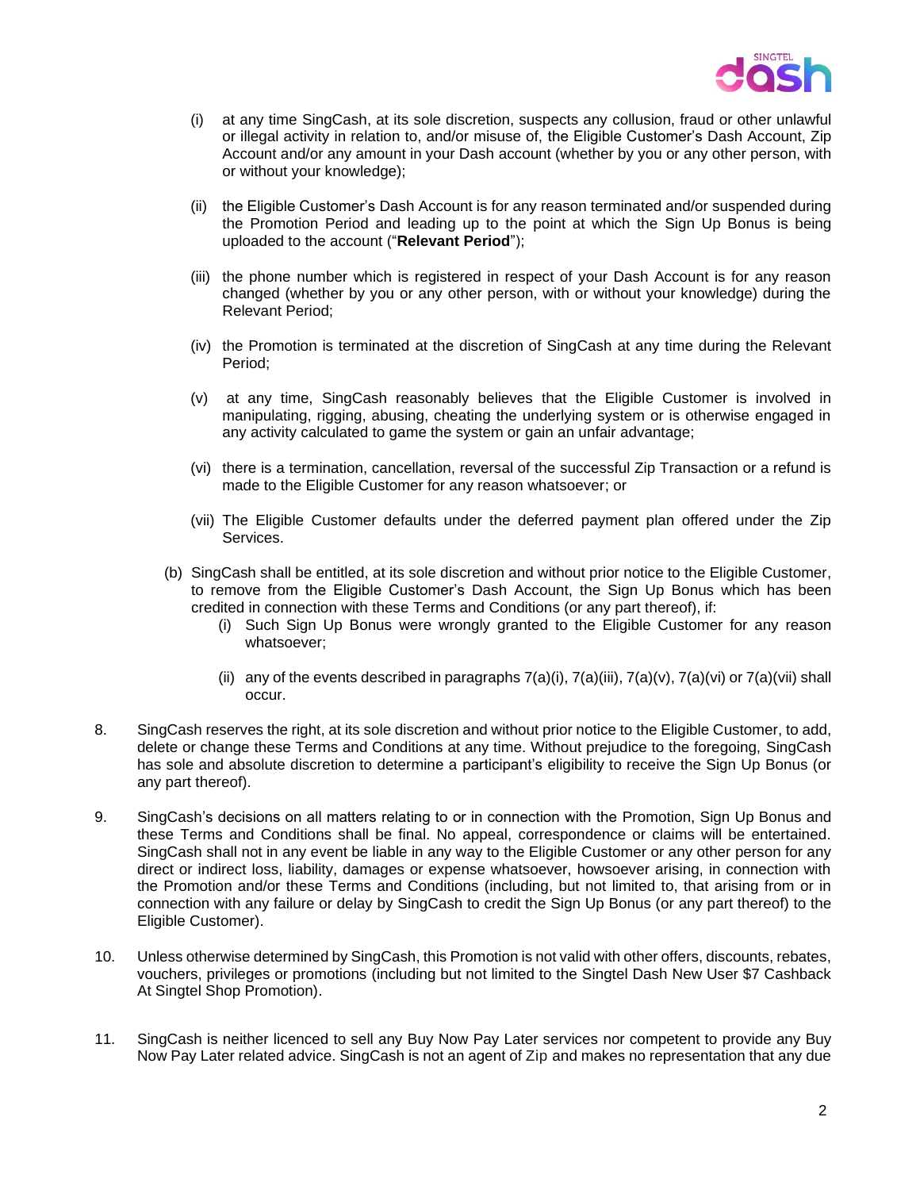(i) at any time SingCash, at its sole discretion, suspects any collusion, fraud or other unlawful or illegal activity in relation to, and/or misuse of, the Eligible Customer's Dash Account, Zip Account and/or any amount in your Dash account (whether by you or any other person, with or without your knowledge);

(ii) the Eligible Customer's Dash Account is for any reason terminated and/or suspended during the Promotion Period and leading up to the point at which the Sign Up Bonus is being uploaded to the account ("**Relevant Period**");

(iii) the phone number which is registered in respect of your Dash Account is for any reason changed (whether by you or any other person, with or without your knowledge) during the Relevant Period;

(iv) the Promotion is terminated at the discretion of SingCash at any time during the Relevant Period;

(v) at any time, SingCash reasonably believes that the Eligible Customer is involved in manipulating, rigging, abusing, cheating the underlying system or is otherwise engaged in any activity calculated to game the system or gain an unfair advantage;

(vi) there is a termination, cancellation, reversal of the successful Zip Transaction or a refund is made to the Eligible Customer for any reason whatsoever; or

(vii) The Eligible Customer defaults under the deferred payment plan offered under the Zip Services.

(b) SingCash shall be entitled, at its sole discretion and without prior notice to the Eligible Customer, to remove from the Eligible Customer's Dash Account, the Sign Up Bonus which has been credited in connection with these Terms and Conditions (or any part thereof), if:

(i) Such Sign Up Bonus were wrongly granted to the Eligible Customer for any reason whatsoever;

(ii) any of the events described in paragraphs 7(a)(i), 7(a)(iii), 7(a)(v), 7(a)(vi) or 7(a)(vii) shall occur.

8. SingCash reserves the right, at its sole discretion and without prior notice to the Eligible Customer, to add, delete or change these Terms and Conditions at any time. Without prejudice to the foregoing, SingCash has sole and absolute discretion to determine a participant's eligibility to receive the Sign Up Bonus (or any part thereof).

9. SingCash's decisions on all matters relating to or in connection with the Promotion, Sign Up Bonus and these Terms and Conditions shall be final. No appeal, correspondence or claims will be entertained. SingCash shall not in any event be liable in any way to the Eligible Customer or any other person for any direct or indirect loss, liability, damages or expense whatsoever, howsoever arising, in connection with the Promotion and/or these Terms and Conditions (including, but not limited to, that arising from or in connection with any failure or delay by SingCash to credit the Sign Up Bonus (or any part thereof) to the Eligible Customer).

10. Unless otherwise determined by SingCash, this Promotion is not valid with other offers, discounts, rebates, vouchers, privileges or promotions (including but not limited to the Singtel Dash New User $7 Cashback At Singtel Shop Promotion).

11. SingCash is neither licenced to sell any Buy Now Pay Later services nor competent to provide any Buy Now Pay Later related advice. SingCash is not an agent of Zip and makes no representation that any due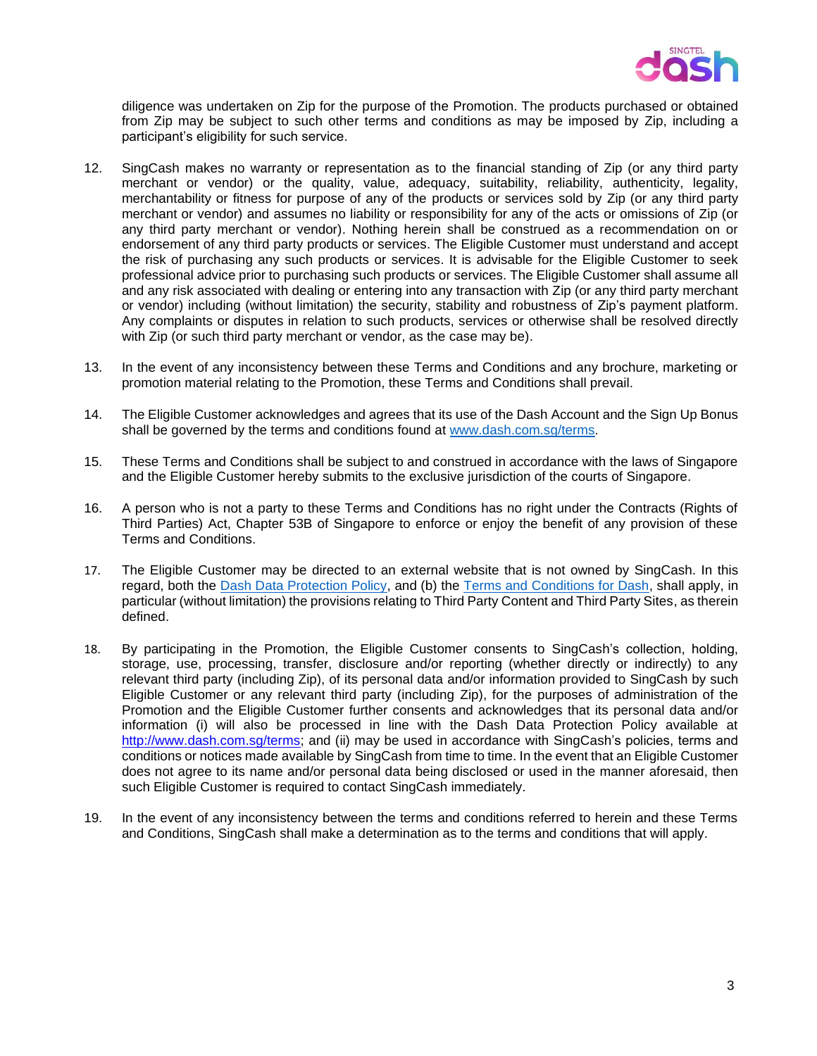diligence was undertaken on Zip for the purpose of the Promotion. The products purchased or obtained from Zip may be subject to such other terms and conditions as may be imposed by Zip, including a participant's eligibility for such service.

12. SingCash makes no warranty or representation as to the financial standing of Zip (or any third party merchant or vendor) or the quality, value, adequacy, suitability, reliability, authenticity, legality, merchantability or fitness for purpose of any of the products or services sold by Zip (or any third party merchant or vendor) and assumes no liability or responsibility for any of the acts or omissions of Zip (or any third party merchant or vendor). Nothing herein shall be construed as a recommendation on or endorsement of any third party products or services. The Eligible Customer must understand and accept the risk of purchasing any such products or services. It is advisable for the Eligible Customer to seek professional advice prior to purchasing such products or services. The Eligible Customer shall assume all and any risk associated with dealing or entering into any transaction with Zip (or any third party merchant or vendor) including (without limitation) the security, stability and robustness of Zip's payment platform. Any complaints or disputes in relation to such products, services or otherwise shall be resolved directly with Zip (or such third party merchant or vendor, as the case may be).

13. In the event of any inconsistency between these Terms and Conditions and any brochure, marketing or promotion material relating to the Promotion, these Terms and Conditions shall prevail.

14. The Eligible Customer acknowledges and agrees that its use of the Dash Account and the Sign Up Bonus shall be governed by the terms and conditions found at [www.dash.com.sg/terms](http://www.dash.com.sg/terms).

15. These Terms and Conditions shall be subject to and construed in accordance with the laws of Singapore and the Eligible Customer hereby submits to the exclusive jurisdiction of the courts of Singapore.

16. A person who is not a party to these Terms and Conditions has no right under the Contracts (Rights of Third Parties) Act, Chapter 53B of Singapore to enforce or enjoy the benefit of any provision of these Terms and Conditions.

17. The Eligible Customer may be directed to an external website that is not owned by SingCash. In this regard, both the Dash Data Protection Policy, and (b) the Terms and Conditions for Dash, shall apply, in particular (without limitation) the provisions relating to Third Party Content and Third Party Sites, as therein defined.

18. By participating in the Promotion, the Eligible Customer consents to SingCash's collection, holding, storage, use, processing, transfer, disclosure and/or reporting (whether directly or indirectly) to any relevant third party (including Zip), of its personal data and/or information provided to SingCash by such Eligible Customer or any relevant third party (including Zip), for the purposes of administration of the Promotion and the Eligible Customer further consents and acknowledges that its personal data and/or information (i) will also be processed in line with the Dash Data Protection Policy available at [http://www.dash.com.sg/terms](http://www.dash.com.sg/terms); and (ii) may be used in accordance with SingCash's policies, terms and conditions or notices made available by SingCash from time to time. In the event that an Eligible Customer does not agree to its name and/or personal data being disclosed or used in the manner aforesaid, then such Eligible Customer is required to contact SingCash immediately.

19. In the event of any inconsistency between the terms and conditions referred to herein and these Terms and Conditions, SingCash shall make a determination as to the terms and conditions that will apply.